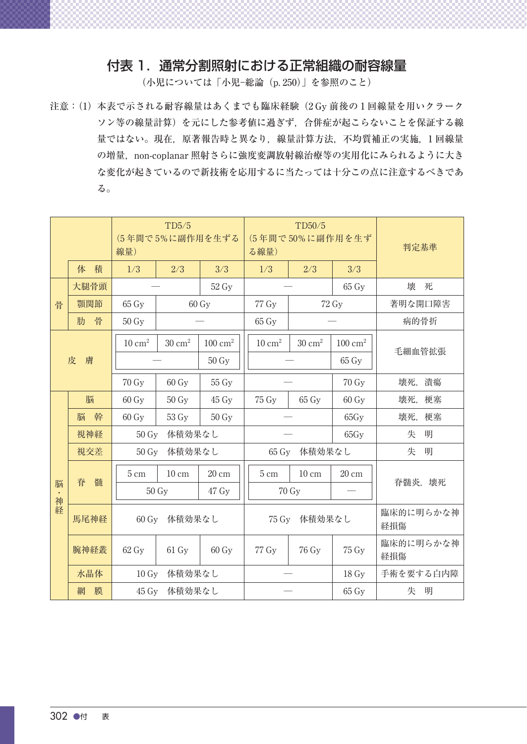# 付表 1．通常分割照射における正常組織の耐容線量

（小児については「小児−総論（p. 250）」を参照のこと）

注意：(1) 本表で示される耐容線量はあくまでも臨床経験（2 Gy 前後の 1 回線量を用いクラークソン等の線量計算）を元にした参考値に過ぎず，合併症が起こらないことを保証する線量ではない。現在，原著報告時と異なり，線量計算方法，不均質補正の実施，1 回線量の増量，non-coplanar 照射さらに強度変調放射線治療等の実用化にみられるように大きな変化が起きているので新技術を応用するに当たっては十分この点に注意するべきである。

| | | TD5/5（5 年間で 5%に副作用を生ずる線量） | | | TD50/5（5 年間で 50%に副作用を生ずる線量） | | | 判定基準 |
|---|---|---|---|---|---|---|---|---|
| | 体　積 | 1/3 | 2/3 | 3/3 | 1/3 | 2/3 | 3/3 | |
| 骨 | 大腿骨頭 | — | | 52 Gy | — | | 65 Gy | 壊　死 |
| 骨 | 顎関節 | 65 Gy | 60 Gy | | 77 Gy | 72 Gy | | 著明な開口障害 |
| 骨 | 肋　骨 | 50 Gy | — | | 65 Gy | — | | 病的骨折 |
| 皮　膚 | | 10 $cm^2$ | 30 $cm^2$ | 100 $cm^2$ | 10 $cm^2$ | 30 $cm^2$ | 100 $cm^2$ | 毛細血管拡張 |
| 皮　膚 | | — | | 50 Gy | — | | 65 Gy | 毛細血管拡張 |
| 皮　膚 | | 70 Gy | 60 Gy | 55 Gy | — | | 70 Gy | 壊死，潰瘍 |
| 脳・神経 | 脳 | 60 Gy | 50 Gy | 45 Gy | 75 Gy | 65 Gy | 60 Gy | 壊死，梗塞 |
| 脳・神経 | 脳　幹 | 60 Gy | 53 Gy | 50 Gy | — | | 65Gy | 壊死，梗塞 |
| 脳・神経 | 視神経 | 50 Gy　体積効果なし | | | — | | 65Gy | 失　明 |
| 脳・神経 | 視交差 | 50 Gy　体積効果なし | | | 65 Gy　体積効果なし | | | 失　明 |
| 脳・神経 | 脊　髄 | 5 cm | 10 cm | 20 cm | 5 cm | 10 cm | 20 cm | 脊髄炎，壊死 |
| 脳・神経 | 脊　髄 | 50 Gy | | 47 Gy | 70 Gy | | — | 脊髄炎，壊死 |
| 脳・神経 | 馬尾神経 | 60 Gy　体積効果なし | | | 75 Gy　体積効果なし | | | 臨床的に明らかな神経損傷 |
| 脳・神経 | 腕神経叢 | 62 Gy | 61 Gy | 60 Gy | 77 Gy | 76 Gy | 75 Gy | 臨床的に明らかな神経損傷 |
| 脳・神経 | 水晶体 | 10 Gy　体積効果なし | | | — | | 18 Gy | 手術を要する白内障 |
| 脳・神経 | 網　膜 | 45 Gy　体積効果なし | | | — | | 65 Gy | 失　明 |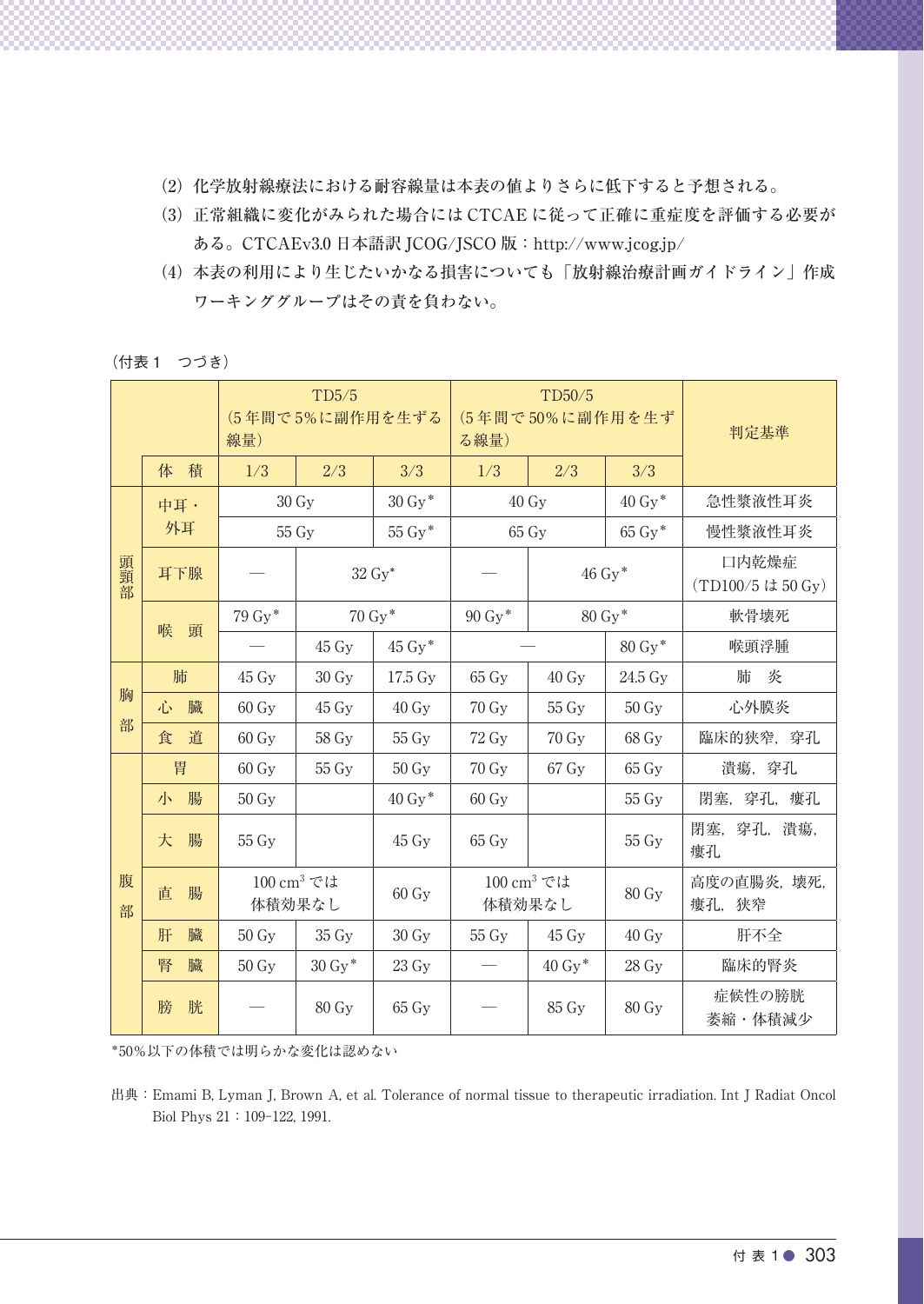(2) 化学放射線療法における耐容線量は本表の値よりさらに低下すると予想される。

(3) 正常組織に変化がみられた場合には CTCAE に従って正確に重症度を評価する必要がある。CTCAEv3.0 日本語訳 JCOG/JSCO 版：http://www.jcog.jp/

(4) 本表の利用により生じたいかなる損害についても「放射線治療計画ガイドライン」作成ワーキンググループはその責を負わない。

（付表 1　つづき）

| | | TD5/5（5 年間で 5％に副作用を生ずる線量） | | | TD50/5（5 年間で 50％に副作用を生ずる線量） | | | 判定基準 |
|---|---|---|---|---|---|---|---|---|
| | 体　積 | 1/3 | 2/3 | 3/3 | 1/3 | 2/3 | 3/3 | |
| 頭頸部 | 中耳・外耳 | 30 Gy | | 30 Gy* | 40 Gy | | 40 Gy* | 急性漿液性耳炎 |
| | | 55 Gy | | 55 Gy* | 65 Gy | | 65 Gy* | 慢性漿液性耳炎 |
| | 耳下腺 | — | 32 Gy* | | — | 46 Gy* | | 口内乾燥症（TD100/5 は 50 Gy） |
| | 喉　頭 | 79 Gy* | 70 Gy* | | 90 Gy* | 80 Gy* | | 軟骨壊死 |
| | | — | 45 Gy | 45 Gy* | — | | 80 Gy* | 喉頭浮腫 |
| 胸部 | 肺 | 45 Gy | 30 Gy | 17.5 Gy | 65 Gy | 40 Gy | 24.5 Gy | 肺　炎 |
| | 心　臓 | 60 Gy | 45 Gy | 40 Gy | 70 Gy | 55 Gy | 50 Gy | 心外膜炎 |
| | 食　道 | 60 Gy | 58 Gy | 55 Gy | 72 Gy | 70 Gy | 68 Gy | 臨床的狭窄，穿孔 |
| 腹部 | 胃 | 60 Gy | 55 Gy | 50 Gy | 70 Gy | 67 Gy | 65 Gy | 潰瘍，穿孔 |
| | 小　腸 | 50 Gy | | 40 Gy* | 60 Gy | | 55 Gy | 閉塞，穿孔，瘻孔 |
| | 大　腸 | 55 Gy | | 45 Gy | 65 Gy | | 55 Gy | 閉塞，穿孔，潰瘍，瘻孔 |
| | 直　腸 | 100 cm³ では体積効果なし | | 60 Gy | 100 cm³ では体積効果なし | | 80 Gy | 高度の直腸炎，壊死，瘻孔，狭窄 |
| | 肝　臓 | 50 Gy | 35 Gy | 30 Gy | 55 Gy | 45 Gy | 40 Gy | 肝不全 |
| | 腎　臓 | 50 Gy | 30 Gy* | 23 Gy | — | 40 Gy* | 28 Gy | 臨床的腎炎 |
| | 膀　胱 | — | 80 Gy | 65 Gy | — | 85 Gy | 80 Gy | 症候性の膀胱萎縮・体積減少 |

*50％以下の体積では明らかな変化は認めない

出典：Emami B, Lyman J, Brown A, et al. Tolerance of normal tissue to therapeutic irradiation. Int J Radiat Oncol Biol Phys 21：109-122, 1991.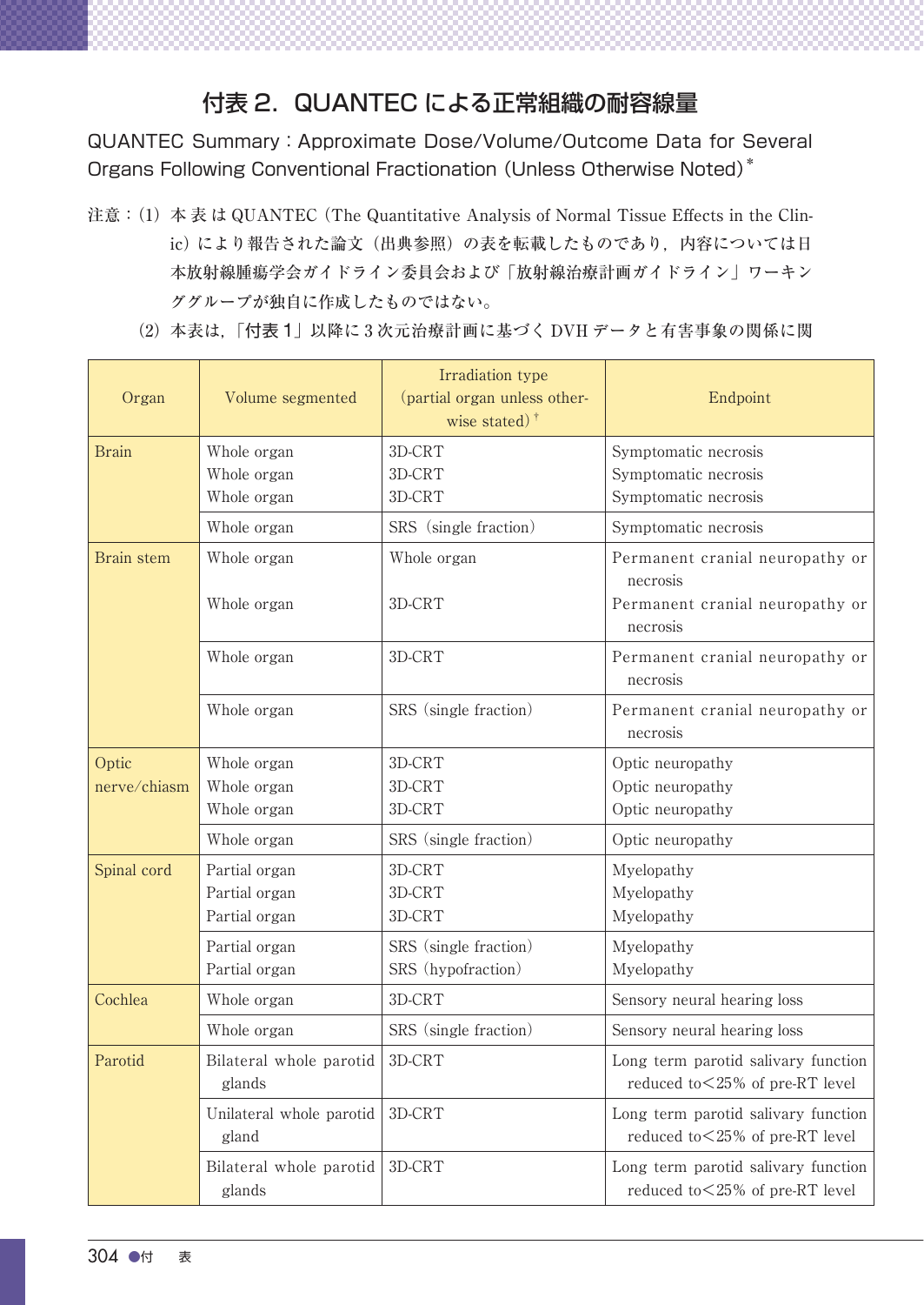# 付表 2．QUANTEC による正常組織の耐容線量

QUANTEC Summary：Approximate Dose/Volume/Outcome Data for Several Organs Following Conventional Fractionation (Unless Otherwise Noted)*

注意：(1) 本表は QUANTEC（The Quantitative Analysis of Normal Tissue Effects in the Clinic）により報告された論文（出典参照）の表を転載したものであり，内容については日本放射線腫瘍学会ガイドライン委員会および「放射線治療計画ガイドライン」ワーキンググループが独自に作成したものではない。

(2) 本表は，「付表 1」以降に 3 次元治療計画に基づく DVH データと有害事象の関係に関

| Organ | Volume segmented | Irradiation type (partial organ unless otherwise stated)† | Endpoint |
|---|---|---|---|
| Brain | Whole organ<br>Whole organ<br>Whole organ | 3D-CRT<br>3D-CRT<br>3D-CRT | Symptomatic necrosis<br>Symptomatic necrosis<br>Symptomatic necrosis |
| | Whole organ | SRS (single fraction) | Symptomatic necrosis |
| Brain stem | Whole organ<br>Whole organ | Whole organ<br>3D-CRT | Permanent cranial neuropathy or necrosis<br>Permanent cranial neuropathy or necrosis |
| | Whole organ | 3D-CRT | Permanent cranial neuropathy or necrosis |
| | Whole organ | SRS (single fraction) | Permanent cranial neuropathy or necrosis |
| Optic nerve/chiasm | Whole organ<br>Whole organ<br>Whole organ | 3D-CRT<br>3D-CRT<br>3D-CRT | Optic neuropathy<br>Optic neuropathy<br>Optic neuropathy |
| | Whole organ | SRS (single fraction) | Optic neuropathy |
| Spinal cord | Partial organ<br>Partial organ<br>Partial organ | 3D-CRT<br>3D-CRT<br>3D-CRT | Myelopathy<br>Myelopathy<br>Myelopathy |
| | Partial organ<br>Partial organ | SRS (single fraction)<br>SRS (hypofraction) | Myelopathy<br>Myelopathy |
| Cochlea | Whole organ | 3D-CRT | Sensory neural hearing loss |
| | Whole organ | SRS (single fraction) | Sensory neural hearing loss |
| Parotid | Bilateral whole parotid glands | 3D-CRT | Long term parotid salivary function reduced to<25% of pre-RT level |
| | Unilateral whole parotid gland | 3D-CRT | Long term parotid salivary function reduced to<25% of pre-RT level |
| | Bilateral whole parotid glands | 3D-CRT | Long term parotid salivary function reduced to<25% of pre-RT level |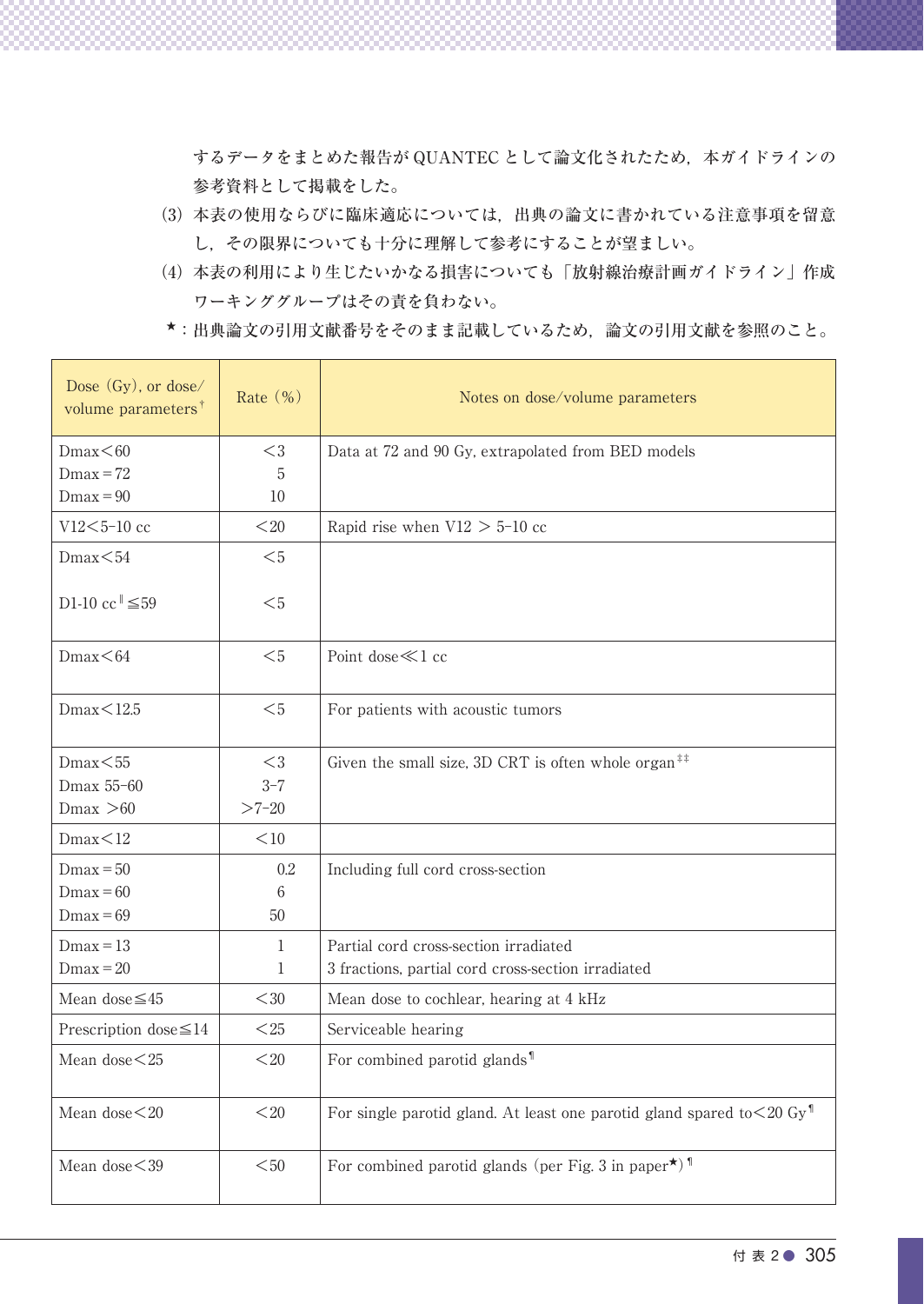するデータをまとめた報告がQUANTECとして論文化されたため，本ガイドラインの参考資料として掲載をした。

(3) 本表の使用ならびに臨床適応については，出典の論文に書かれている注意事項を留意し，その限界についても十分に理解して参考にすることが望ましい。

(4) 本表の利用により生じたいかなる損害についても「放射線治療計画ガイドライン」作成ワーキンググループはその責を負わない。

★：出典論文の引用文献番号をそのまま記載しているため，論文の引用文献を参照のこと。

| Dose (Gy), or dose/volume parameters† | Rate (%) | Notes on dose/volume parameters |
|---|---|---|
| Dmax＜60<br>Dmax＝72<br>Dmax＝90 | ＜3<br>5<br>10 | Data at 72 and 90 Gy, extrapolated from BED models |
| V12＜5-10 cc | ＜20 | Rapid rise when V12 ＞ 5-10 cc |
| Dmax＜54<br><br>D1-10 cc‖≦59 | ＜5<br><br>＜5 | |
| Dmax＜64 | ＜5 | Point dose≪1 cc |
| Dmax＜12.5 | ＜5 | For patients with acoustic tumors |
| Dmax＜55<br>Dmax 55-60<br>Dmax ＞60 | ＜3<br>3-7<br>＞7-20 | Given the small size, 3D CRT is often whole organ‡‡ |
| Dmax＜12 | ＜10 | |
| Dmax＝50<br>Dmax＝60<br>Dmax＝69 | 0.2<br>6<br>50 | Including full cord cross-section |
| Dmax＝13<br>Dmax＝20 | 1<br>1 | Partial cord cross-section irradiated<br>3 fractions, partial cord cross-section irradiated |
| Mean dose≦45 | ＜30 | Mean dose to cochlear, hearing at 4 kHz |
| Prescription dose≦14 | ＜25 | Serviceable hearing |
| Mean dose＜25 | ＜20 | For combined parotid glands¶ |
| Mean dose＜20 | ＜20 | For single parotid gland. At least one parotid gland spared to＜20 Gy¶ |
| Mean dose＜39 | ＜50 | For combined parotid glands (per Fig. 3 in paper★)¶ |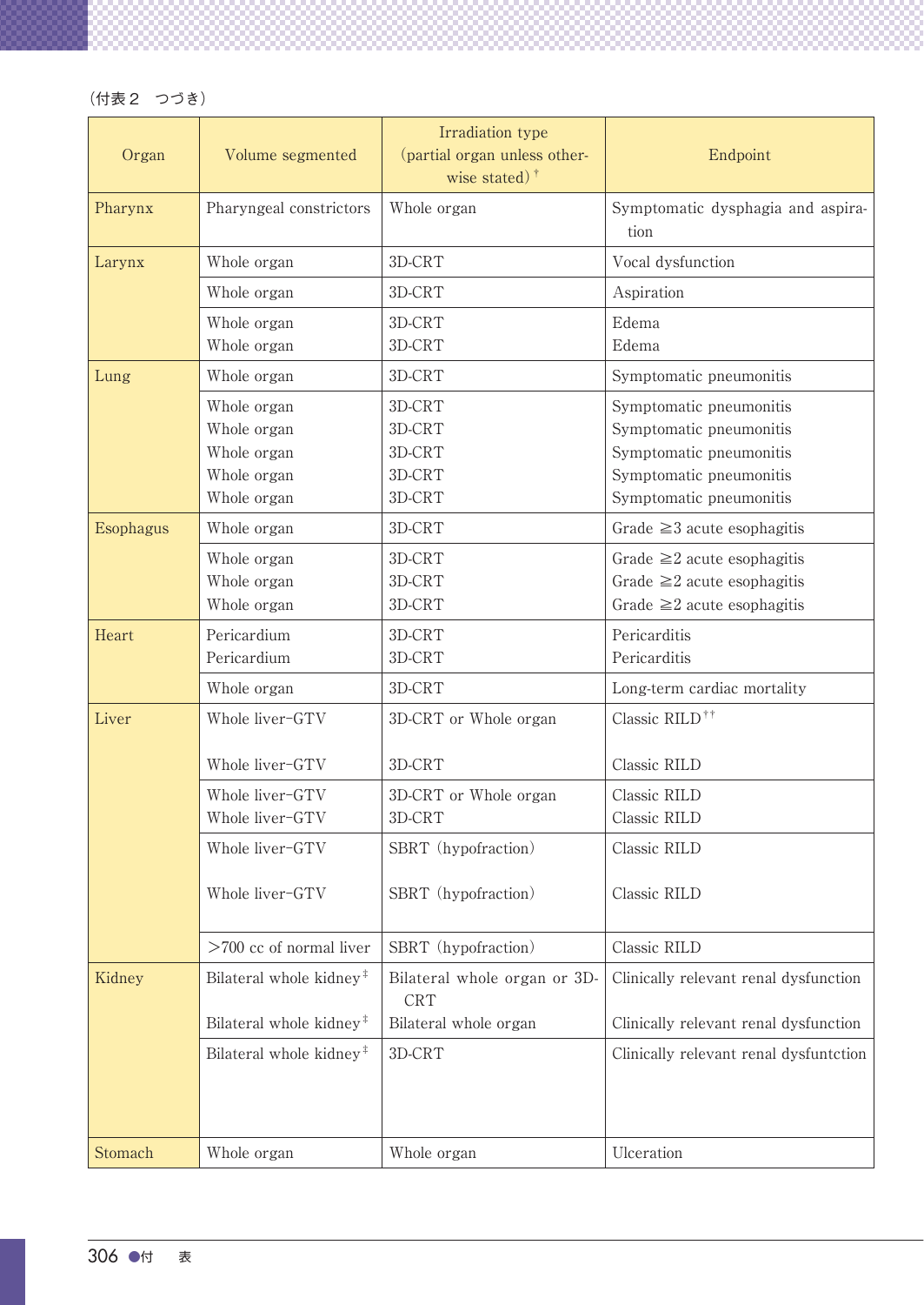（付表２　つづき）

| Organ | Volume segmented | Irradiation type (partial organ unless otherwise stated)[†] | Endpoint |
| --- | --- | --- | --- |
| Pharynx | Pharyngeal constrictors | Whole organ | Symptomatic dysphagia and aspiration |
| Larynx | Whole organ | 3D-CRT | Vocal dysfunction |
| | Whole organ | 3D-CRT | Aspiration |
| | Whole organ<br>Whole organ | 3D-CRT<br>3D-CRT | Edema<br>Edema |
| Lung | Whole organ | 3D-CRT | Symptomatic pneumonitis |
| | Whole organ<br>Whole organ<br>Whole organ<br>Whole organ<br>Whole organ | 3D-CRT<br>3D-CRT<br>3D-CRT<br>3D-CRT<br>3D-CRT | Symptomatic pneumonitis<br>Symptomatic pneumonitis<br>Symptomatic pneumonitis<br>Symptomatic pneumonitis<br>Symptomatic pneumonitis |
| Esophagus | Whole organ | 3D-CRT | Grade ≧3 acute esophagitis |
| | Whole organ<br>Whole organ<br>Whole organ | 3D-CRT<br>3D-CRT<br>3D-CRT | Grade ≧2 acute esophagitis<br>Grade ≧2 acute esophagitis<br>Grade ≧2 acute esophagitis |
| Heart | Pericardium<br>Pericardium | 3D-CRT<br>3D-CRT | Pericarditis<br>Pericarditis |
| | Whole organ | 3D-CRT | Long-term cardiac mortality |
| Liver | Whole liver-GTV<br><br>Whole liver-GTV | 3D-CRT or Whole organ<br><br>3D-CRT | Classic RILD[††]<br><br>Classic RILD |
| | Whole liver-GTV<br>Whole liver-GTV | 3D-CRT or Whole organ<br>3D-CRT | Classic RILD<br>Classic RILD |
| | Whole liver-GTV<br><br>Whole liver-GTV | SBRT（hypofraction）<br><br>SBRT（hypofraction） | Classic RILD<br><br>Classic RILD |
| | >700 cc of normal liver | SBRT（hypofraction） | Classic RILD |
| Kidney | Bilateral whole kidney[‡]<br><br>Bilateral whole kidney[‡] | Bilateral whole organ or 3D-CRT<br>Bilateral whole organ | Clinically relevant renal dysfunction<br><br>Clinically relevant renal dysfunction |
| | Bilateral whole kidney[‡] | 3D-CRT | Clinically relevant renal dysfuntction |
| Stomach | Whole organ | Whole organ | Ulceration |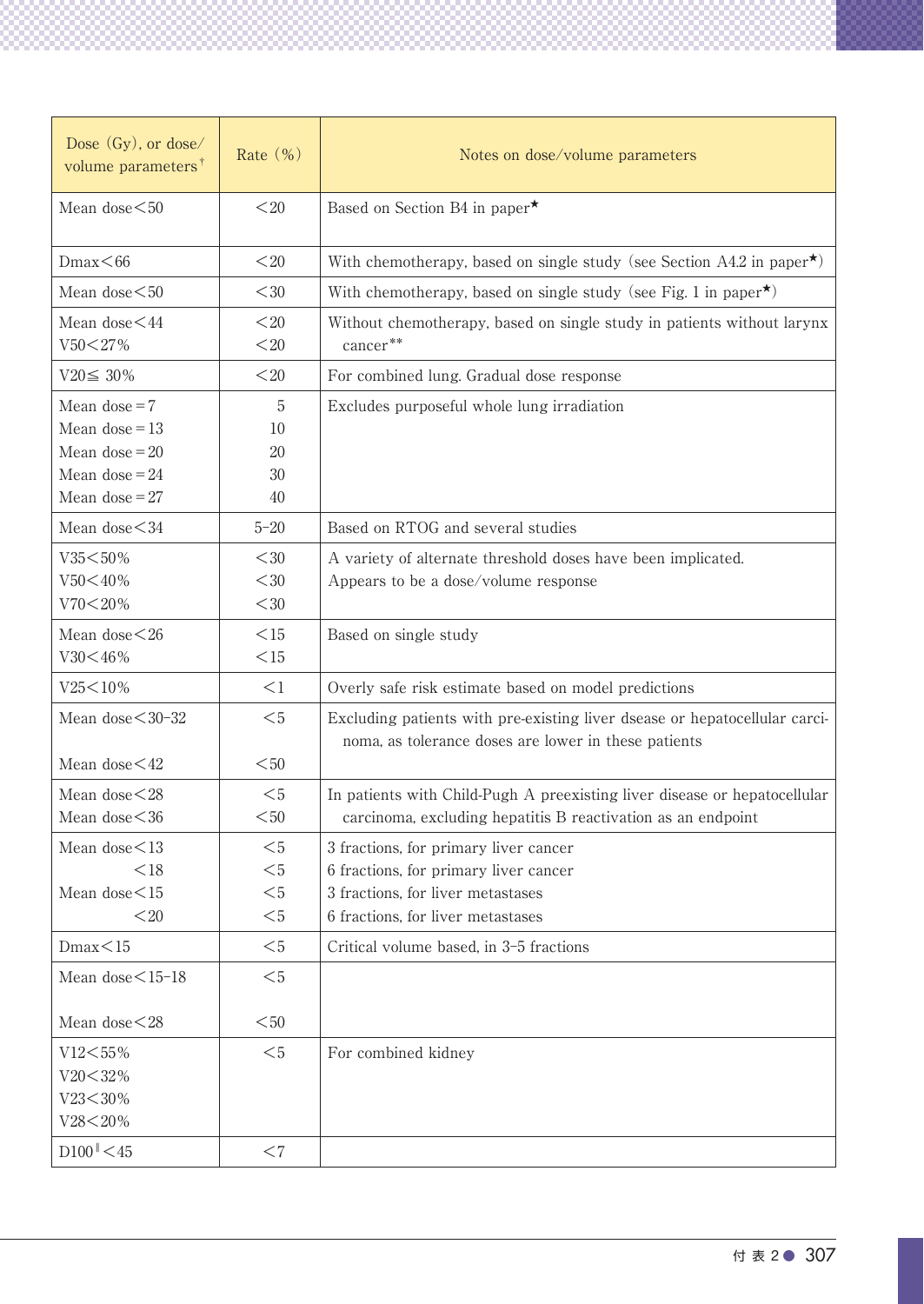| Dose (Gy), or dose/volume parameters[†] | Rate (%) | Notes on dose/volume parameters |
|---|---|---|
| Mean dose＜50 | ＜20 | Based on Section B4 in paper[★] |
| Dmax＜66 | ＜20 | With chemotherapy, based on single study (see Section A4.2 in paper[★]) |
| Mean dose＜50 | ＜30 | With chemotherapy, based on single study (see Fig. 1 in paper[★]) |
| Mean dose＜44<br>V50＜27% | ＜20<br>＜20 | Without chemotherapy, based on single study in patients without larynx cancer[**] |
| V20≦ 30% | ＜20 | For combined lung. Gradual dose response |
| Mean dose＝7<br>Mean dose＝13<br>Mean dose＝20<br>Mean dose＝24<br>Mean dose＝27 | 5<br>10<br>20<br>30<br>40 | Excludes purposeful whole lung irradiation |
| Mean dose＜34 | 5–20 | Based on RTOG and several studies |
| V35＜50%<br>V50＜40%<br>V70＜20% | ＜30<br>＜30<br>＜30 | A variety of alternate threshold doses have been implicated.<br>Appears to be a dose/volume response |
| Mean dose＜26<br>V30＜46% | ＜15<br>＜15 | Based on single study |
| V25＜10% | ＜1 | Overly safe risk estimate based on model predictions |
| Mean dose＜30–32<br><br>Mean dose＜42 | ＜5<br><br>＜50 | Excluding patients with pre-existing liver dsease or hepatocellular carcinoma, as tolerance doses are lower in these patients |
| Mean dose＜28<br>Mean dose＜36 | ＜5<br>＜50 | In patients with Child-Pugh A preexisting liver disease or hepatocellular carcinoma, excluding hepatitis B reactivation as an endpoint |
| Mean dose＜13<br>＜18<br>Mean dose＜15<br>＜20 | ＜5<br>＜5<br>＜5<br>＜5 | 3 fractions, for primary liver cancer<br>6 fractions, for primary liver cancer<br>3 fractions, for liver metastases<br>6 fractions, for liver metastases |
| Dmax＜15 | ＜5 | Critical volume based, in 3–5 fractions |
| Mean dose＜15–18<br><br>Mean dose＜28 | ＜5<br><br>＜50 | |
| V12＜55%<br>V20＜32%<br>V23＜30%<br>V28＜20% | ＜5 | For combined kidney |
| D100[‖]＜45 | ＜7 | |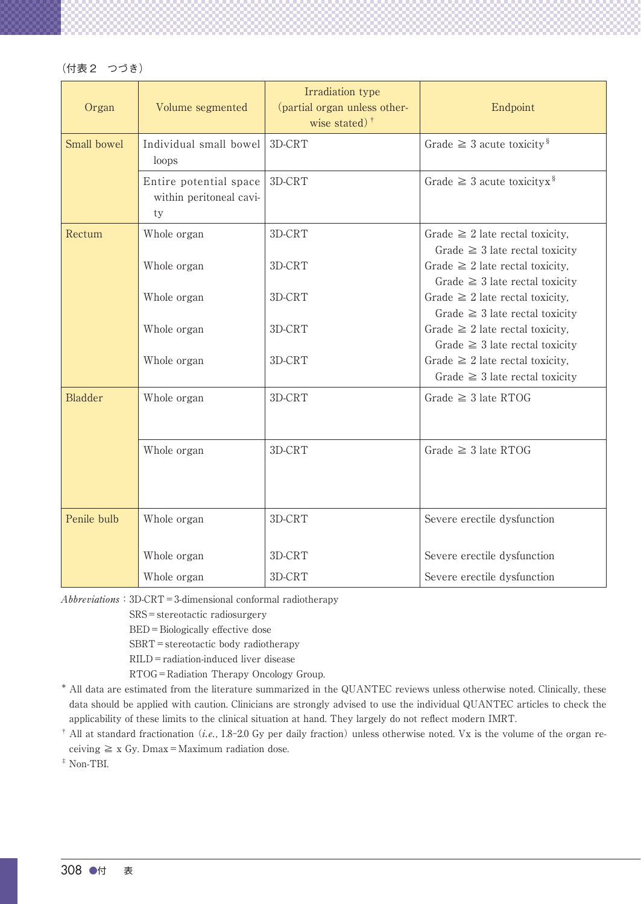（付表２　つづき）

| Organ | Volume segmented | Irradiation type (partial organ unless otherwise stated)† | Endpoint |
|---|---|---|---|
| Small bowel | Individual small bowel loops | 3D-CRT | Grade ≧ 3 acute toxicity§ |
| | Entire potential space within peritoneal cavity | 3D-CRT | Grade ≧ 3 acute toxicityx§ |
| Rectum | Whole organ | 3D-CRT | Grade ≧ 2 late rectal toxicity, Grade ≧ 3 late rectal toxicity |
| | Whole organ | 3D-CRT | Grade ≧ 2 late rectal toxicity, Grade ≧ 3 late rectal toxicity |
| | Whole organ | 3D-CRT | Grade ≧ 2 late rectal toxicity, Grade ≧ 3 late rectal toxicity |
| | Whole organ | 3D-CRT | Grade ≧ 2 late rectal toxicity, Grade ≧ 3 late rectal toxicity |
| | Whole organ | 3D-CRT | Grade ≧ 2 late rectal toxicity, Grade ≧ 3 late rectal toxicity |
| Bladder | Whole organ | 3D-CRT | Grade ≧ 3 late RTOG |
| | Whole organ | 3D-CRT | Grade ≧ 3 late RTOG |
| Penile bulb | Whole organ | 3D-CRT | Severe erectile dysfunction |
| | Whole organ | 3D-CRT | Severe erectile dysfunction |
| | Whole organ | 3D-CRT | Severe erectile dysfunction |

*Abbreviations*：3D-CRT＝3-dimensional conformal radiotherapy
SRS＝stereotactic radiosurgery
BED＝Biologically effective dose
SBRT＝stereotactic body radiotherapy
RILD＝radiation-induced liver disease
RTOG＝Radiation Therapy Oncology Group.

\* All data are estimated from the literature summarized in the QUANTEC reviews unless otherwise noted. Clinically, these data should be applied with caution. Clinicians are strongly advised to use the individual QUANTEC articles to check the applicability of these limits to the clinical situation at hand. They largely do not reflect modern IMRT.

† All at standard fractionation（*i.e.*, 1.8–2.0 Gy per daily fraction）unless otherwise noted. Vx is the volume of the organ receiving ≧ x Gy. Dmax＝Maximum radiation dose.

‡ Non-TBI.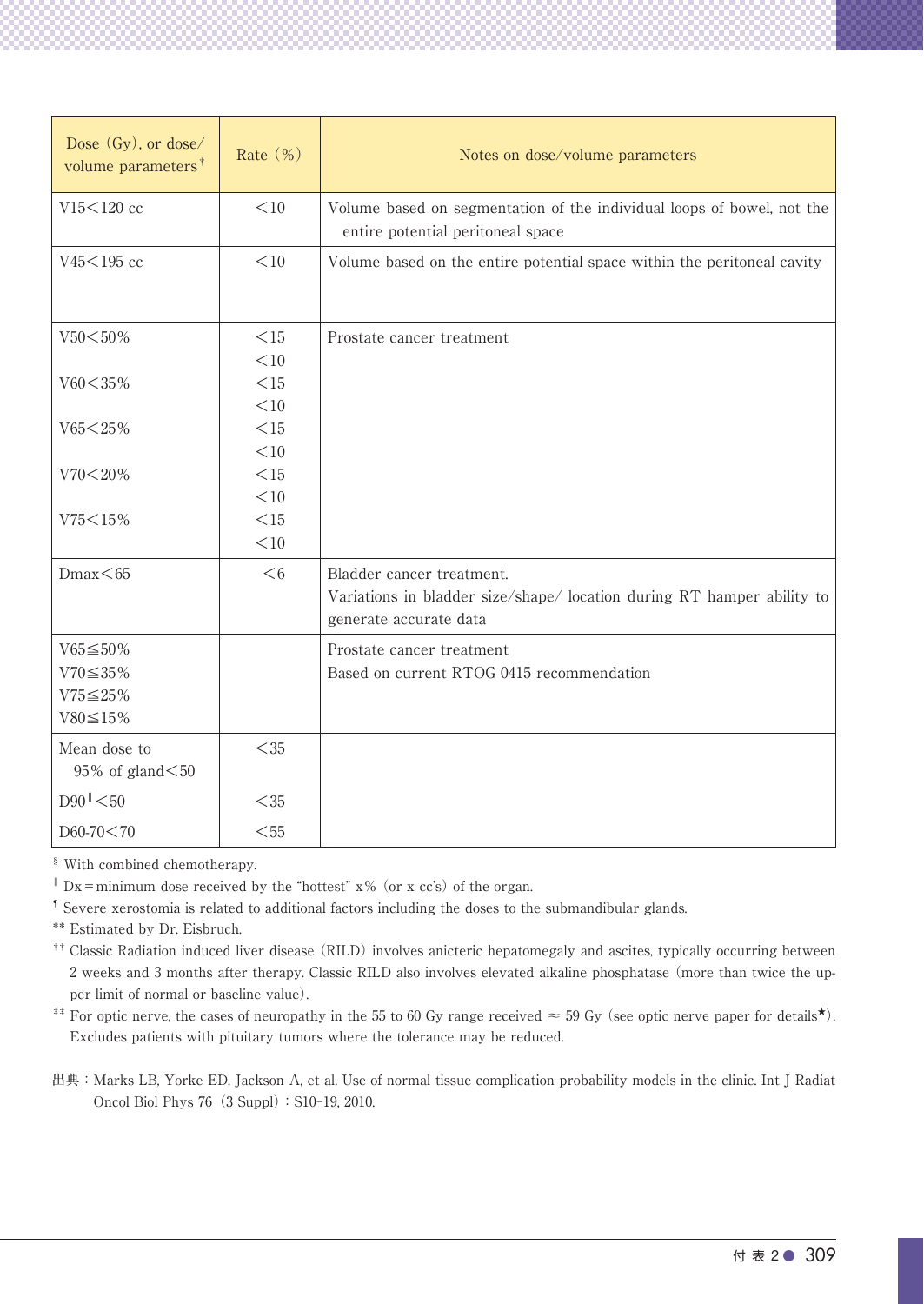| Dose (Gy), or dose/ volume parameters[†] | Rate (%) | Notes on dose/volume parameters |
|---|---|---|
| V15＜120 cc | ＜10 | Volume based on segmentation of the individual loops of bowel, not the entire potential peritoneal space |
| V45＜195 cc | ＜10 | Volume based on the entire potential space within the peritoneal cavity |
| V50＜50%<br>V60＜35%<br>V65＜25%<br>V70＜20%<br>V75＜15% | ＜15<br>＜10<br>＜15<br>＜10<br>＜15<br>＜10<br>＜15<br>＜10<br>＜15<br>＜10 | Prostate cancer treatment |
| Dmax＜65 | ＜6 | Bladder cancer treatment.<br>Variations in bladder size/shape/ location during RT hamper ability to generate accurate data |
| V65≦50%<br>V70≦35%<br>V75≦25%<br>V80≦15% | | Prostate cancer treatment<br>Based on current RTOG 0415 recommendation |
| Mean dose to 95% of gland＜50<br>D90[‖]＜50<br>D60-70＜70 | ＜35<br>＜35<br>＜55 | |

[§] With combined chemotherapy.

[‖] Dx＝minimum dose received by the "hottest" x% (or x cc's) of the organ.

[¶] Severe xerostomia is related to additional factors including the doses to the submandibular glands.

[**] Estimated by Dr. Eisbruch.

[††] Classic Radiation induced liver disease (RILD) involves anicteric hepatomegaly and ascites, typically occurring between 2 weeks and 3 months after therapy. Classic RILD also involves elevated alkaline phosphatase (more than twice the upper limit of normal or baseline value).

[‡‡] For optic nerve, the cases of neuropathy in the 55 to 60 Gy range received ≈ 59 Gy (see optic nerve paper for details[★]). Excludes patients with pituitary tumors where the tolerance may be reduced.

出典：Marks LB, Yorke ED, Jackson A, et al. Use of normal tissue complication probability models in the clinic. Int J Radiat Oncol Biol Phys 76 (3 Suppl)：S10-19, 2010.